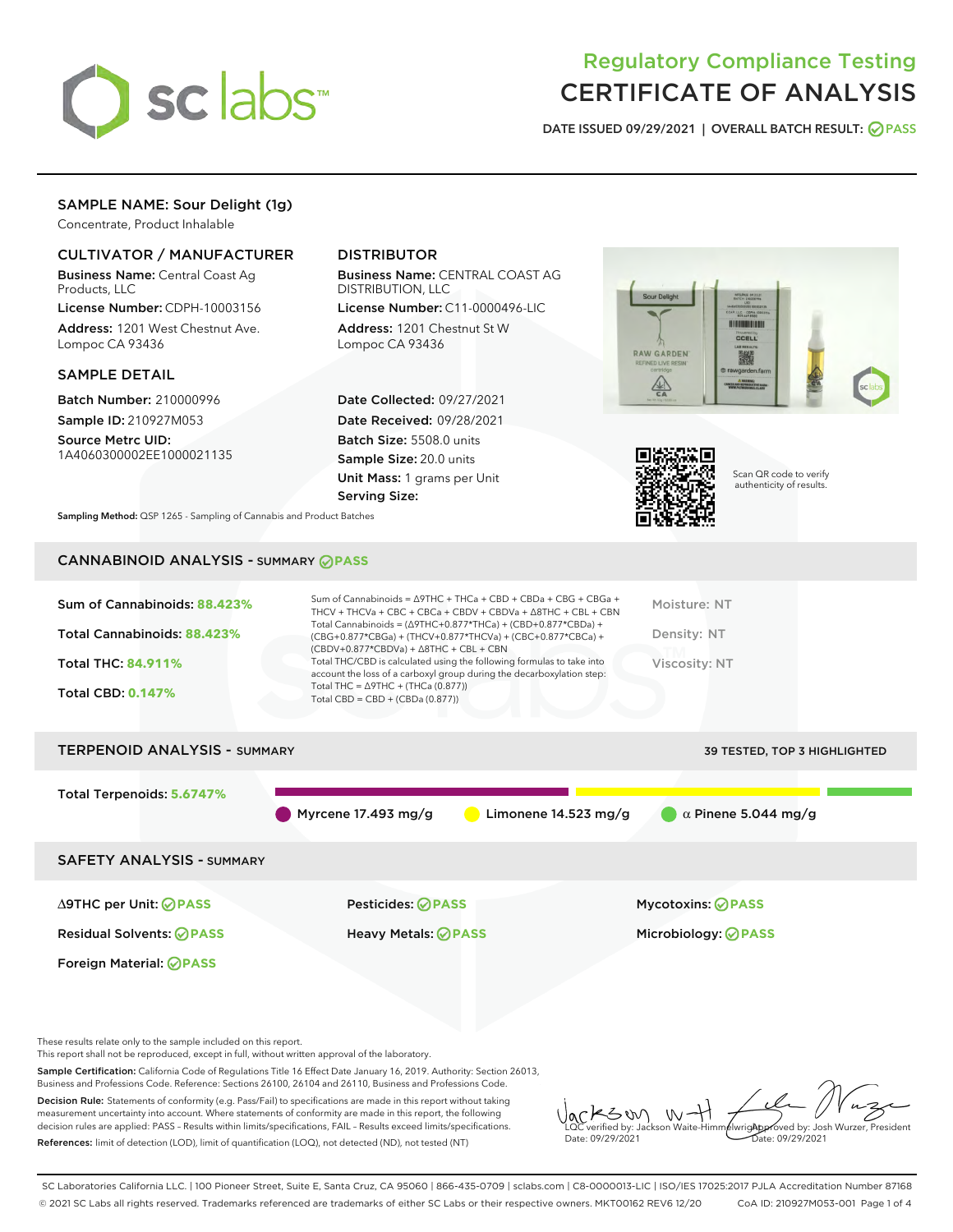# Regulatory Compliance Testing
# CERTIFICATE OF ANALYSIS

DATE ISSUED 09/29/2021 | OVERALL BATCH RESULT: PASS

## SAMPLE NAME: Sour Delight (1g)

Concentrate, Product Inhalable

### CULTIVATOR / MANUFACTURER

**Business Name:** Central Coast Ag Products, LLC

**License Number:** CDPH-10003156

**Address:** 1201 West Chestnut Ave. Lompoc CA 93436

### DISTRIBUTOR

**Business Name:** CENTRAL COAST AG DISTRIBUTION, LLC

**License Number:** C11-0000496-LIC

**Address:** 1201 Chestnut St W Lompoc CA 93436

### SAMPLE DETAIL

**Batch Number:** 210000996

**Sample ID:** 210927M053

**Source Metrc UID:** 1A4060300002EE1000021135

**Date Collected:** 09/27/2021

**Date Received:** 09/28/2021

**Batch Size:** 5508.0 units

**Sample Size:** 20.0 units

**Unit Mass:** 1 grams per Unit

**Serving Size:**

Scan QR code to verify authenticity of results.

**Sampling Method:** QSP 1265 - Sampling of Cannabis and Product Batches

## CANNABINOID ANALYSIS - SUMMARY PASS

**Sum of Cannabinoids:** 88.423%

**Total Cannabinoids:** 88.423%

**Total THC:** 84.911%

**Total CBD:** 0.147%

Sum of Cannabinoids = Δ9THC + THCa + CBD + CBDa + CBG + CBGa + THCV + THCVa + CBC + CBCa + CBDV + CBDVa + Δ8THC + CBL + CBN

Total Cannabinoids = (Δ9THC+0.877*THCa) + (CBD+0.877*CBDa) + (CBG+0.877*CBGa) + (THCV+0.877*THCVa) + (CBC+0.877*CBCa) + (CBDV+0.877*CBDVa) + Δ8THC + CBL + CBN

Total THC/CBD is calculated using the following formulas to take into account the loss of a carboxyl group during the decarboxylation step:

Total THC = Δ9THC + (THCa (0.877))

Total CBD = CBD + (CBDa (0.877))

Moisture: NT

Density: NT

Viscosity: NT

## TERPENOID ANALYSIS - SUMMARY

39 TESTED, TOP 3 HIGHLIGHTED

**Total Terpenoids:** 5.6747%

Myrcene 17.493 mg/g | Limonene 14.523 mg/g | α Pinene 5.044 mg/g

## SAFETY ANALYSIS - SUMMARY

| | | |
|---|---|---|
| Δ9THC per Unit: PASS | Pesticides: PASS | Mycotoxins: PASS |
| Residual Solvents: PASS | Heavy Metals: PASS | Microbiology: PASS |
| Foreign Material: PASS | | |

These results relate only to the sample included on this report.
This report shall not be reproduced, except in full, without written approval of the laboratory.

**Sample Certification:** California Code of Regulations Title 16 Effect Date January 16, 2019. Authority: Section 26013, Business and Professions Code. Reference: Sections 26100, 26104 and 26110, Business and Professions Code.

**Decision Rule:** Statements of conformity (e.g. Pass/Fail) to specifications are made in this report without taking measurement uncertainty into account. Where statements of conformity are made in this report, the following decision rules are applied: PASS – Results within limits/specifications, FAIL – Results exceed limits/specifications.

**References:** limit of detection (LOD), limit of quantification (LOQ), not detected (ND), not tested (NT)

LQC verified by: Jackson Waite-Himmelwright
Date: 09/29/2021

Approved by: Josh Wurzer, President
Date: 09/29/2021

SC Laboratories California LLC. | 100 Pioneer Street, Suite E, Santa Cruz, CA 95060 | 866-435-0709 | sclabs.com | C8-0000013-LIC | ISO/IES 17025:2017 PJLA Accreditation Number 87168
© 2021 SC Labs all rights reserved. Trademarks referenced are trademarks of either SC Labs or their respective owners. MKT00162 REV6 12/20 CoA ID: 210927M053-001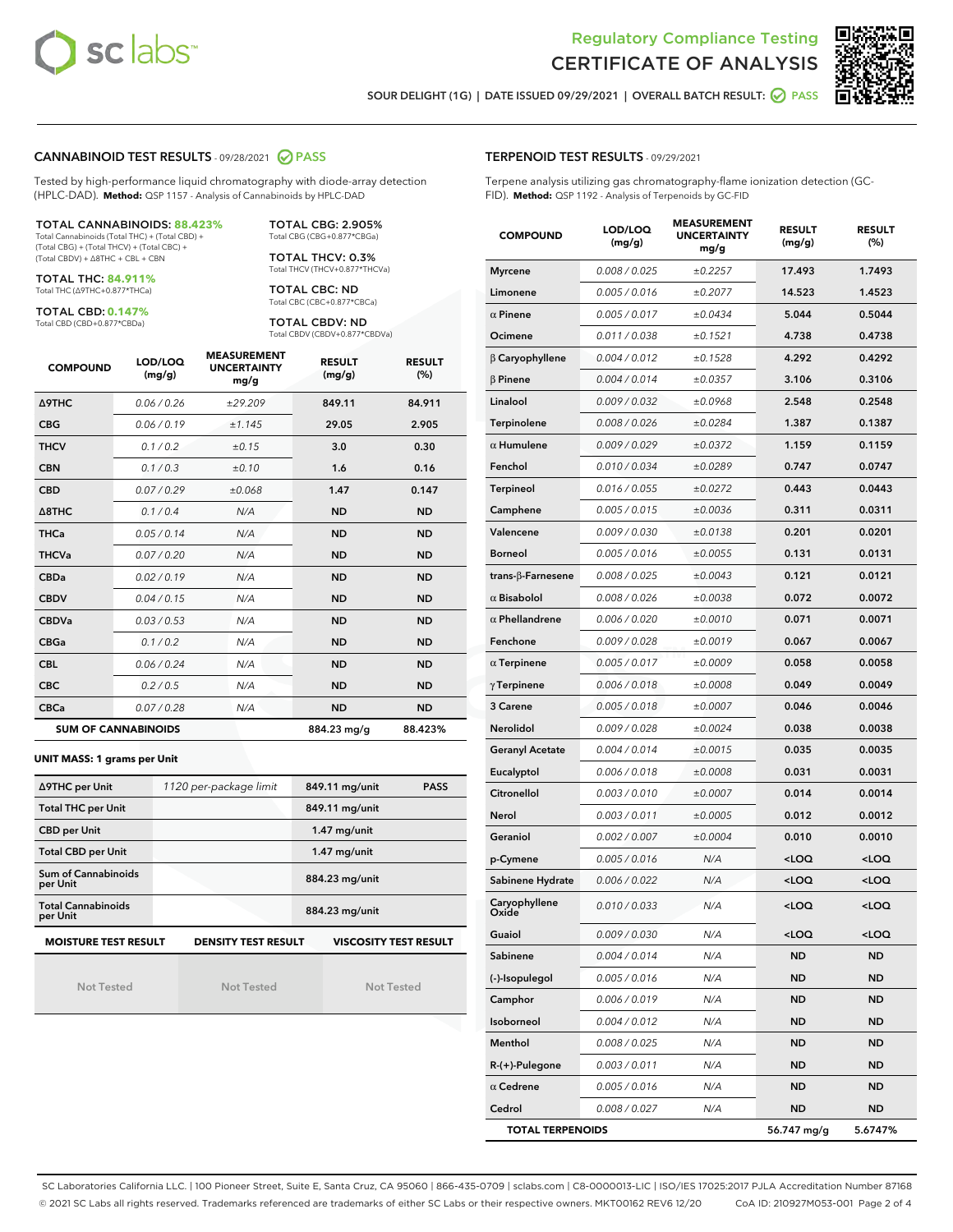# Regulatory Compliance Testing
# CERTIFICATE OF ANALYSIS

SOUR DELIGHT (1G) | DATE ISSUED 09/29/2021 | OVERALL BATCH RESULT: PASS

## CANNABINOID TEST RESULTS - 09/28/2021 PASS

Tested by high-performance liquid chromatography with diode-array detection (HPLC-DAD). **Method:** QSP 1157 - Analysis of Cannabinoids by HPLC-DAD

**TOTAL CANNABINOIDS: 88.423%**
Total Cannabinoids (Total THC) + (Total CBD) + (Total CBG) + (Total THCV) + (Total CBC) + (Total CBDV) + Δ8THC + CBL + CBN

**TOTAL THC: 84.911%**
Total THC (Δ9THC+0.877*THCa)

**TOTAL CBD: 0.147%**
Total CBD (CBD+0.877*CBDa)

**TOTAL CBG: 2.905%**
Total CBG (CBG+0.877*CBGa)

**TOTAL THCV: 0.3%**
Total THCV (THCV+0.877*THCVa)

**TOTAL CBC: ND**
Total CBC (CBC+0.877*CBCa)

**TOTAL CBDV: ND**
Total CBDV (CBDV+0.877*CBDVa)

| COMPOUND | LOD/LOQ (mg/g) | MEASUREMENT UNCERTAINTY mg/g | RESULT (mg/g) | RESULT (%) |
|---|---|---|---|---|
| Δ9THC | 0.06 / 0.26 | ±29.209 | 849.11 | 84.911 |
| CBG | 0.06 / 0.19 | ±1.145 | 29.05 | 2.905 |
| THCV | 0.1 / 0.2 | ±0.15 | 3.0 | 0.30 |
| CBN | 0.1 / 0.3 | ±0.10 | 1.6 | 0.16 |
| CBD | 0.07 / 0.29 | ±0.068 | 1.47 | 0.147 |
| Δ8THC | 0.1 / 0.4 | N/A | ND | ND |
| THCa | 0.05 / 0.14 | N/A | ND | ND |
| THCVa | 0.07 / 0.20 | N/A | ND | ND |
| CBDa | 0.02 / 0.19 | N/A | ND | ND |
| CBDV | 0.04 / 0.15 | N/A | ND | ND |
| CBDVa | 0.03 / 0.53 | N/A | ND | ND |
| CBGa | 0.1 / 0.2 | N/A | ND | ND |
| CBL | 0.06 / 0.24 | N/A | ND | ND |
| CBC | 0.2 / 0.5 | N/A | ND | ND |
| CBCa | 0.07 / 0.28 | N/A | ND | ND |
| **SUM OF CANNABINOIDS** | | | **884.23 mg/g** | **88.423%** |

**UNIT MASS: 1 grams per Unit**

| | | | |
|---|---|---|---|
| Δ9THC per Unit | 1120 per-package limit | 849.11 mg/unit | PASS |
| Total THC per Unit | | 849.11 mg/unit | |
| CBD per Unit | | 1.47 mg/unit | |
| Total CBD per Unit | | 1.47 mg/unit | |
| Sum of Cannabinoids per Unit | | 884.23 mg/unit | |
| Total Cannabinoids per Unit | | 884.23 mg/unit | |

| MOISTURE TEST RESULT | DENSITY TEST RESULT | VISCOSITY TEST RESULT |
|---|---|---|
| Not Tested | Not Tested | Not Tested |

## TERPENOID TEST RESULTS - 09/29/2021

Terpene analysis utilizing gas chromatography-flame ionization detection (GC-FID). **Method:** QSP 1192 - Analysis of Terpenoids by GC-FID

| COMPOUND | LOD/LOQ (mg/g) | MEASUREMENT UNCERTAINTY mg/g | RESULT (mg/g) | RESULT (%) |
|---|---|---|---|---|
| Myrcene | 0.008 / 0.025 | ±0.2257 | 17.493 | 1.7493 |
| Limonene | 0.005 / 0.016 | ±0.2077 | 14.523 | 1.4523 |
| α Pinene | 0.005 / 0.017 | ±0.0434 | 5.044 | 0.5044 |
| Ocimene | 0.011 / 0.038 | ±0.1521 | 4.738 | 0.4738 |
| β Caryophyllene | 0.004 / 0.012 | ±0.1528 | 4.292 | 0.4292 |
| β Pinene | 0.004 / 0.014 | ±0.0357 | 3.106 | 0.3106 |
| Linalool | 0.009 / 0.032 | ±0.0968 | 2.548 | 0.2548 |
| Terpinolene | 0.008 / 0.026 | ±0.0284 | 1.387 | 0.1387 |
| α Humulene | 0.009 / 0.029 | ±0.0372 | 1.159 | 0.1159 |
| Fenchol | 0.010 / 0.034 | ±0.0289 | 0.747 | 0.0747 |
| Terpineol | 0.016 / 0.055 | ±0.0272 | 0.443 | 0.0443 |
| Camphene | 0.005 / 0.015 | ±0.0036 | 0.311 | 0.0311 |
| Valencene | 0.009 / 0.030 | ±0.0138 | 0.201 | 0.0201 |
| Borneol | 0.005 / 0.016 | ±0.0055 | 0.131 | 0.0131 |
| trans-β-Farnesene | 0.008 / 0.025 | ±0.0043 | 0.121 | 0.0121 |
| α Bisabolol | 0.008 / 0.026 | ±0.0038 | 0.072 | 0.0072 |
| α Phellandrene | 0.006 / 0.020 | ±0.0010 | 0.071 | 0.0071 |
| Fenchone | 0.009 / 0.028 | ±0.0019 | 0.067 | 0.0067 |
| α Terpinene | 0.005 / 0.017 | ±0.0009 | 0.058 | 0.0058 |
| γ Terpinene | 0.006 / 0.018 | ±0.0008 | 0.049 | 0.0049 |
| 3 Carene | 0.005 / 0.018 | ±0.0007 | 0.046 | 0.0046 |
| Nerolidol | 0.009 / 0.028 | ±0.0024 | 0.038 | 0.0038 |
| Geranyl Acetate | 0.004 / 0.014 | ±0.0015 | 0.035 | 0.0035 |
| Eucalyptol | 0.006 / 0.018 | ±0.0008 | 0.031 | 0.0031 |
| Citronellol | 0.003 / 0.010 | ±0.0007 | 0.014 | 0.0014 |
| Nerol | 0.003 / 0.011 | ±0.0005 | 0.012 | 0.0012 |
| Geraniol | 0.002 / 0.007 | ±0.0004 | 0.010 | 0.0010 |
| p-Cymene | 0.005 / 0.016 | N/A | <LOQ | <LOQ |
| Sabinene Hydrate | 0.006 / 0.022 | N/A | <LOQ | <LOQ |
| Caryophyllene Oxide | 0.010 / 0.033 | N/A | <LOQ | <LOQ |
| Guaiol | 0.009 / 0.030 | N/A | <LOQ | <LOQ |
| Sabinene | 0.004 / 0.014 | N/A | ND | ND |
| (-)-Isopulegol | 0.005 / 0.016 | N/A | ND | ND |
| Camphor | 0.006 / 0.019 | N/A | ND | ND |
| Isoborneol | 0.004 / 0.012 | N/A | ND | ND |
| Menthol | 0.008 / 0.025 | N/A | ND | ND |
| R-(+)-Pulegone | 0.003 / 0.011 | N/A | ND | ND |
| α Cedrene | 0.005 / 0.016 | N/A | ND | ND |
| Cedrol | 0.008 / 0.027 | N/A | ND | ND |
| **TOTAL TERPENOIDS** | | | **56.747 mg/g** | **5.6747%** |

SC Laboratories California LLC. | 100 Pioneer Street, Suite E, Santa Cruz, CA 95060 | 866-435-0709 | sclabs.com | C8-0000013-LIC | ISO/IES 17025:2017 PJLA Accreditation Number 87168
© 2021 SC Labs all rights reserved. Trademarks referenced are trademarks of either SC Labs or their respective owners. MKT00162 REV6 12/20 CoA ID: 210927M053-001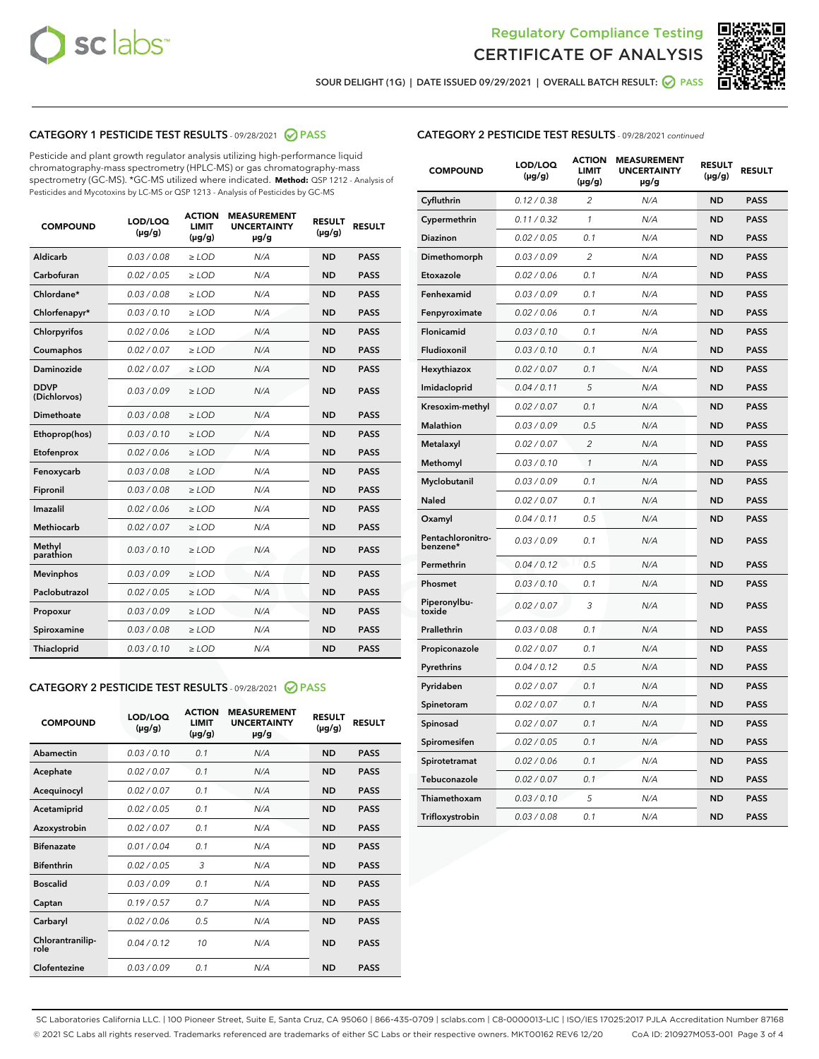Regulatory Compliance Testing
# CERTIFICATE OF ANALYSIS

SOUR DELIGHT (1G) | DATE ISSUED 09/29/2021 | OVERALL BATCH RESULT: PASS

## CATEGORY 1 PESTICIDE TEST RESULTS - 09/28/2021 PASS

Pesticide and plant growth regulator analysis utilizing high-performance liquid chromatography-mass spectrometry (HPLC-MS) or gas chromatography-mass spectrometry (GC-MS). *GC-MS utilized where indicated. **Method:** QSP 1212 - Analysis of Pesticides and Mycotoxins by LC-MS or QSP 1213 - Analysis of Pesticides by GC-MS

| COMPOUND | LOD/LOQ (µg/g) | ACTION LIMIT (µg/g) | MEASUREMENT UNCERTAINTY µg/g | RESULT (µg/g) | RESULT |
|---|---|---|---|---|---|
| Aldicarb | 0.03 / 0.08 | ≥ LOD | N/A | ND | PASS |
| Carbofuran | 0.02 / 0.05 | ≥ LOD | N/A | ND | PASS |
| Chlordane* | 0.03 / 0.08 | ≥ LOD | N/A | ND | PASS |
| Chlorfenapyr* | 0.03 / 0.10 | ≥ LOD | N/A | ND | PASS |
| Chlorpyrifos | 0.02 / 0.06 | ≥ LOD | N/A | ND | PASS |
| Coumaphos | 0.02 / 0.07 | ≥ LOD | N/A | ND | PASS |
| Daminozide | 0.02 / 0.07 | ≥ LOD | N/A | ND | PASS |
| DDVP (Dichlorvos) | 0.03 / 0.09 | ≥ LOD | N/A | ND | PASS |
| Dimethoate | 0.03 / 0.08 | ≥ LOD | N/A | ND | PASS |
| Ethoprop(hos) | 0.03 / 0.10 | ≥ LOD | N/A | ND | PASS |
| Etofenprox | 0.02 / 0.06 | ≥ LOD | N/A | ND | PASS |
| Fenoxycarb | 0.03 / 0.08 | ≥ LOD | N/A | ND | PASS |
| Fipronil | 0.03 / 0.08 | ≥ LOD | N/A | ND | PASS |
| Imazalil | 0.02 / 0.06 | ≥ LOD | N/A | ND | PASS |
| Methiocarb | 0.02 / 0.07 | ≥ LOD | N/A | ND | PASS |
| Methyl parathion | 0.03 / 0.10 | ≥ LOD | N/A | ND | PASS |
| Mevinphos | 0.03 / 0.09 | ≥ LOD | N/A | ND | PASS |
| Paclobutrazol | 0.02 / 0.05 | ≥ LOD | N/A | ND | PASS |
| Propoxur | 0.03 / 0.09 | ≥ LOD | N/A | ND | PASS |
| Spiroxamine | 0.03 / 0.08 | ≥ LOD | N/A | ND | PASS |
| Thiacloprid | 0.03 / 0.10 | ≥ LOD | N/A | ND | PASS |

## CATEGORY 2 PESTICIDE TEST RESULTS - 09/28/2021 PASS

| COMPOUND | LOD/LOQ (µg/g) | ACTION LIMIT (µg/g) | MEASUREMENT UNCERTAINTY µg/g | RESULT (µg/g) | RESULT |
|---|---|---|---|---|---|
| Abamectin | 0.03 / 0.10 | 0.1 | N/A | ND | PASS |
| Acephate | 0.02 / 0.07 | 0.1 | N/A | ND | PASS |
| Acequinocyl | 0.02 / 0.07 | 0.1 | N/A | ND | PASS |
| Acetamiprid | 0.02 / 0.05 | 0.1 | N/A | ND | PASS |
| Azoxystrobin | 0.02 / 0.07 | 0.1 | N/A | ND | PASS |
| Bifenazate | 0.01 / 0.04 | 0.1 | N/A | ND | PASS |
| Bifenthrin | 0.02 / 0.05 | 3 | N/A | ND | PASS |
| Boscalid | 0.03 / 0.09 | 0.1 | N/A | ND | PASS |
| Captan | 0.19 / 0.57 | 0.7 | N/A | ND | PASS |
| Carbaryl | 0.02 / 0.06 | 0.5 | N/A | ND | PASS |
| Chlorantraniliprole | 0.04 / 0.12 | 10 | N/A | ND | PASS |
| Clofentezine | 0.03 / 0.09 | 0.1 | N/A | ND | PASS |
| Cyfluthrin | 0.12 / 0.38 | 2 | N/A | ND | PASS |
| Cypermethrin | 0.11 / 0.32 | 1 | N/A | ND | PASS |
| Diazinon | 0.02 / 0.05 | 0.1 | N/A | ND | PASS |
| Dimethomorph | 0.03 / 0.09 | 2 | N/A | ND | PASS |
| Etoxazole | 0.02 / 0.06 | 0.1 | N/A | ND | PASS |
| Fenhexamid | 0.03 / 0.09 | 0.1 | N/A | ND | PASS |
| Fenpyroximate | 0.02 / 0.06 | 0.1 | N/A | ND | PASS |
| Flonicamid | 0.03 / 0.10 | 0.1 | N/A | ND | PASS |
| Fludioxonil | 0.03 / 0.10 | 0.1 | N/A | ND | PASS |
| Hexythiazox | 0.02 / 0.07 | 0.1 | N/A | ND | PASS |
| Imidacloprid | 0.04 / 0.11 | 5 | N/A | ND | PASS |
| Kresoxim-methyl | 0.02 / 0.07 | 0.1 | N/A | ND | PASS |
| Malathion | 0.03 / 0.09 | 0.5 | N/A | ND | PASS |
| Metalaxyl | 0.02 / 0.07 | 2 | N/A | ND | PASS |
| Methomyl | 0.03 / 0.10 | 1 | N/A | ND | PASS |
| Myclobutanil | 0.03 / 0.09 | 0.1 | N/A | ND | PASS |
| Naled | 0.02 / 0.07 | 0.1 | N/A | ND | PASS |
| Oxamyl | 0.04 / 0.11 | 0.5 | N/A | ND | PASS |
| Pentachloronitrobenzene* | 0.03 / 0.09 | 0.1 | N/A | ND | PASS |
| Permethrin | 0.04 / 0.12 | 0.5 | N/A | ND | PASS |
| Phosmet | 0.03 / 0.10 | 0.1 | N/A | ND | PASS |
| Piperonylbutoxide | 0.02 / 0.07 | 3 | N/A | ND | PASS |
| Prallethrin | 0.03 / 0.08 | 0.1 | N/A | ND | PASS |
| Propiconazole | 0.02 / 0.07 | 0.1 | N/A | ND | PASS |
| Pyrethrins | 0.04 / 0.12 | 0.5 | N/A | ND | PASS |
| Pyridaben | 0.02 / 0.07 | 0.1 | N/A | ND | PASS |
| Spinetoram | 0.02 / 0.07 | 0.1 | N/A | ND | PASS |
| Spinosad | 0.02 / 0.07 | 0.1 | N/A | ND | PASS |
| Spiromesifen | 0.02 / 0.05 | 0.1 | N/A | ND | PASS |
| Spirotetramat | 0.02 / 0.06 | 0.1 | N/A | ND | PASS |
| Tebuconazole | 0.02 / 0.07 | 0.1 | N/A | ND | PASS |
| Thiamethoxam | 0.03 / 0.10 | 5 | N/A | ND | PASS |
| Trifloxystrobin | 0.03 / 0.08 | 0.1 | N/A | ND | PASS |

SC Laboratories California LLC. | 100 Pioneer Street, Suite E, Santa Cruz, CA 95060 | 866-435-0709 | sclabs.com | C8-0000013-LIC | ISO/IES 17025:2017 PJLA Accreditation Number 87168
© 2021 SC Labs all rights reserved. Trademarks referenced are trademarks of either SC Labs or their respective owners. MKT00162 REV6 12/20 CoA ID: 210927M053-001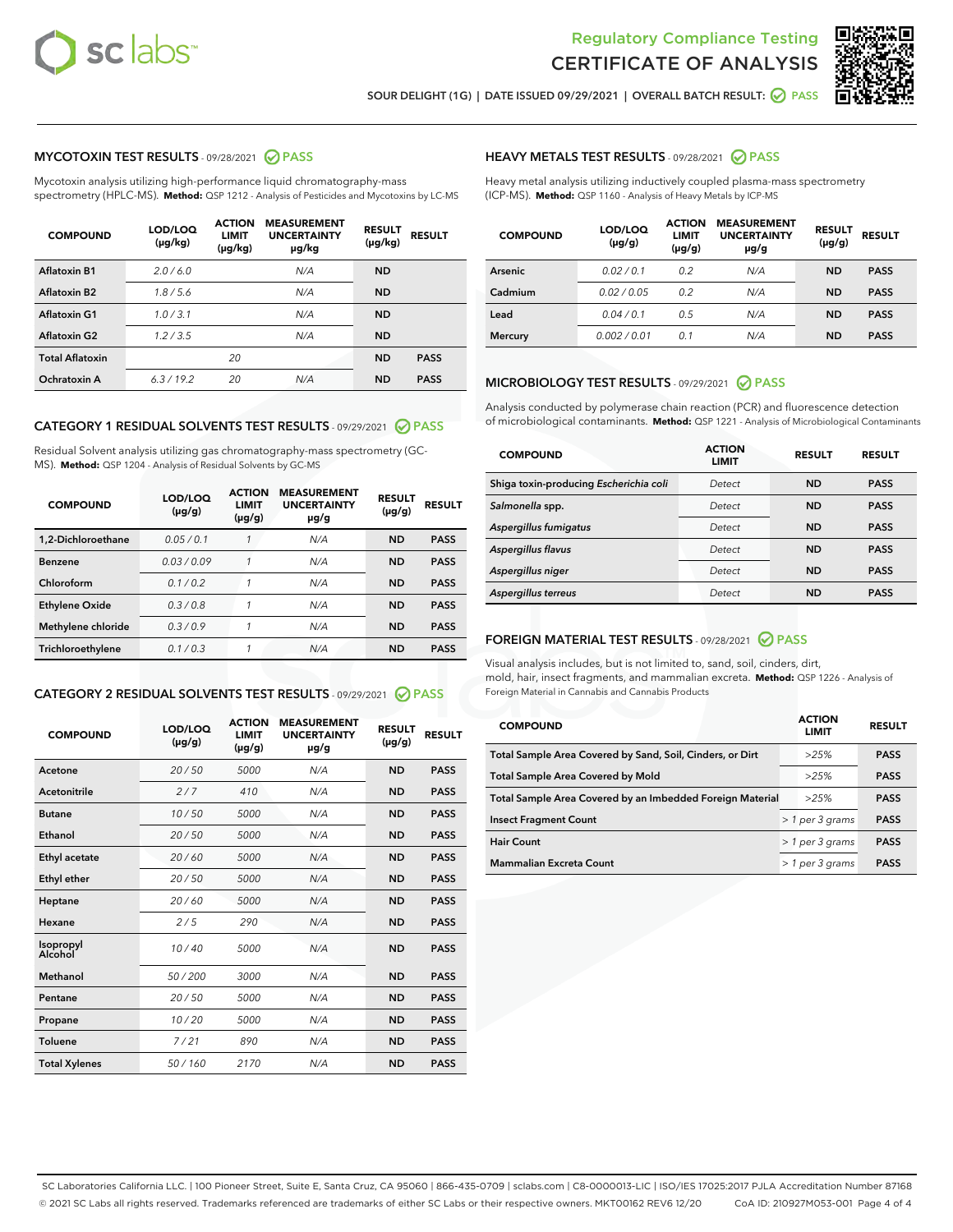# Regulatory Compliance Testing
# CERTIFICATE OF ANALYSIS

SOUR DELIGHT (1G) | DATE ISSUED 09/29/2021 | OVERALL BATCH RESULT: PASS

## MYCOTOXIN TEST RESULTS - 09/28/2021 PASS

Mycotoxin analysis utilizing high-performance liquid chromatography-mass spectrometry (HPLC-MS). **Method:** QSP 1212 - Analysis of Pesticides and Mycotoxins by LC-MS

| COMPOUND | LOD/LOQ (µg/kg) | ACTION LIMIT (µg/kg) | MEASUREMENT UNCERTAINTY µg/kg | RESULT (µg/kg) | RESULT |
|---|---|---|---|---|---|
| Aflatoxin B1 | 2.0 / 6.0 | | N/A | ND | |
| Aflatoxin B2 | 1.8 / 5.6 | | N/A | ND | |
| Aflatoxin G1 | 1.0 / 3.1 | | N/A | ND | |
| Aflatoxin G2 | 1.2 / 3.5 | | N/A | ND | |
| Total Aflatoxin | | 20 | | ND | PASS |
| Ochratoxin A | 6.3 / 19.2 | 20 | N/A | ND | PASS |

## CATEGORY 1 RESIDUAL SOLVENTS TEST RESULTS - 09/29/2021 PASS

Residual Solvent analysis utilizing gas chromatography-mass spectrometry (GC-MS). **Method:** QSP 1204 - Analysis of Residual Solvents by GC-MS

| COMPOUND | LOD/LOQ (µg/g) | ACTION LIMIT (µg/g) | MEASUREMENT UNCERTAINTY µg/g | RESULT (µg/g) | RESULT |
|---|---|---|---|---|---|
| 1,2-Dichloroethane | 0.05 / 0.1 | 1 | N/A | ND | PASS |
| Benzene | 0.03 / 0.09 | 1 | N/A | ND | PASS |
| Chloroform | 0.1 / 0.2 | 1 | N/A | ND | PASS |
| Ethylene Oxide | 0.3 / 0.8 | 1 | N/A | ND | PASS |
| Methylene chloride | 0.3 / 0.9 | 1 | N/A | ND | PASS |
| Trichloroethylene | 0.1 / 0.3 | 1 | N/A | ND | PASS |

## CATEGORY 2 RESIDUAL SOLVENTS TEST RESULTS - 09/29/2021 PASS

| COMPOUND | LOD/LOQ (µg/g) | ACTION LIMIT (µg/g) | MEASUREMENT UNCERTAINTY µg/g | RESULT (µg/g) | RESULT |
|---|---|---|---|---|---|
| Acetone | 20 / 50 | 5000 | N/A | ND | PASS |
| Acetonitrile | 2 / 7 | 410 | N/A | ND | PASS |
| Butane | 10 / 50 | 5000 | N/A | ND | PASS |
| Ethanol | 20 / 50 | 5000 | N/A | ND | PASS |
| Ethyl acetate | 20 / 60 | 5000 | N/A | ND | PASS |
| Ethyl ether | 20 / 50 | 5000 | N/A | ND | PASS |
| Heptane | 20 / 60 | 5000 | N/A | ND | PASS |
| Hexane | 2 / 5 | 290 | N/A | ND | PASS |
| Isopropyl Alcohol | 10 / 40 | 5000 | N/A | ND | PASS |
| Methanol | 50 / 200 | 3000 | N/A | ND | PASS |
| Pentane | 20 / 50 | 5000 | N/A | ND | PASS |
| Propane | 10 / 20 | 5000 | N/A | ND | PASS |
| Toluene | 7 / 21 | 890 | N/A | ND | PASS |
| Total Xylenes | 50 / 160 | 2170 | N/A | ND | PASS |

## HEAVY METALS TEST RESULTS - 09/28/2021 PASS

Heavy metal analysis utilizing inductively coupled plasma-mass spectrometry (ICP-MS). **Method:** QSP 1160 - Analysis of Heavy Metals by ICP-MS

| COMPOUND | LOD/LOQ (µg/g) | ACTION LIMIT (µg/g) | MEASUREMENT UNCERTAINTY µg/g | RESULT (µg/g) | RESULT |
|---|---|---|---|---|---|
| Arsenic | 0.02 / 0.1 | 0.2 | N/A | ND | PASS |
| Cadmium | 0.02 / 0.05 | 0.2 | N/A | ND | PASS |
| Lead | 0.04 / 0.1 | 0.5 | N/A | ND | PASS |
| Mercury | 0.002 / 0.01 | 0.1 | N/A | ND | PASS |

## MICROBIOLOGY TEST RESULTS - 09/29/2021 PASS

Analysis conducted by polymerase chain reaction (PCR) and fluorescence detection of microbiological contaminants. **Method:** QSP 1221 - Analysis of Microbiological Contaminants

| COMPOUND | ACTION LIMIT | RESULT | RESULT |
|---|---|---|---|
| Shiga toxin-producing *Escherichia coli* | Detect | ND | PASS |
| *Salmonella* spp. | Detect | ND | PASS |
| *Aspergillus fumigatus* | Detect | ND | PASS |
| *Aspergillus flavus* | Detect | ND | PASS |
| *Aspergillus niger* | Detect | ND | PASS |
| *Aspergillus terreus* | Detect | ND | PASS |

## FOREIGN MATERIAL TEST RESULTS - 09/28/2021 PASS

Visual analysis includes, but is not limited to, sand, soil, cinders, dirt, mold, hair, insect fragments, and mammalian excreta. **Method:** QSP 1226 - Analysis of Foreign Material in Cannabis and Cannabis Products

| COMPOUND | ACTION LIMIT | RESULT |
|---|---|---|
| Total Sample Area Covered by Sand, Soil, Cinders, or Dirt | >25% | PASS |
| Total Sample Area Covered by Mold | >25% | PASS |
| Total Sample Area Covered by an Imbedded Foreign Material | >25% | PASS |
| Insect Fragment Count | > 1 per 3 grams | PASS |
| Hair Count | > 1 per 3 grams | PASS |
| Mammalian Excreta Count | > 1 per 3 grams | PASS |

SC Laboratories California LLC. | 100 Pioneer Street, Suite E, Santa Cruz, CA 95060 | 866-435-0709 | sclabs.com | C8-0000013-LIC | ISO/IES 17025:2017 PJLA Accreditation Number 87168
© 2021 SC Labs all rights reserved. Trademarks referenced are trademarks of either SC Labs or their respective owners. MKT00162 REV6 12/20 CoA ID: 210927M053-001